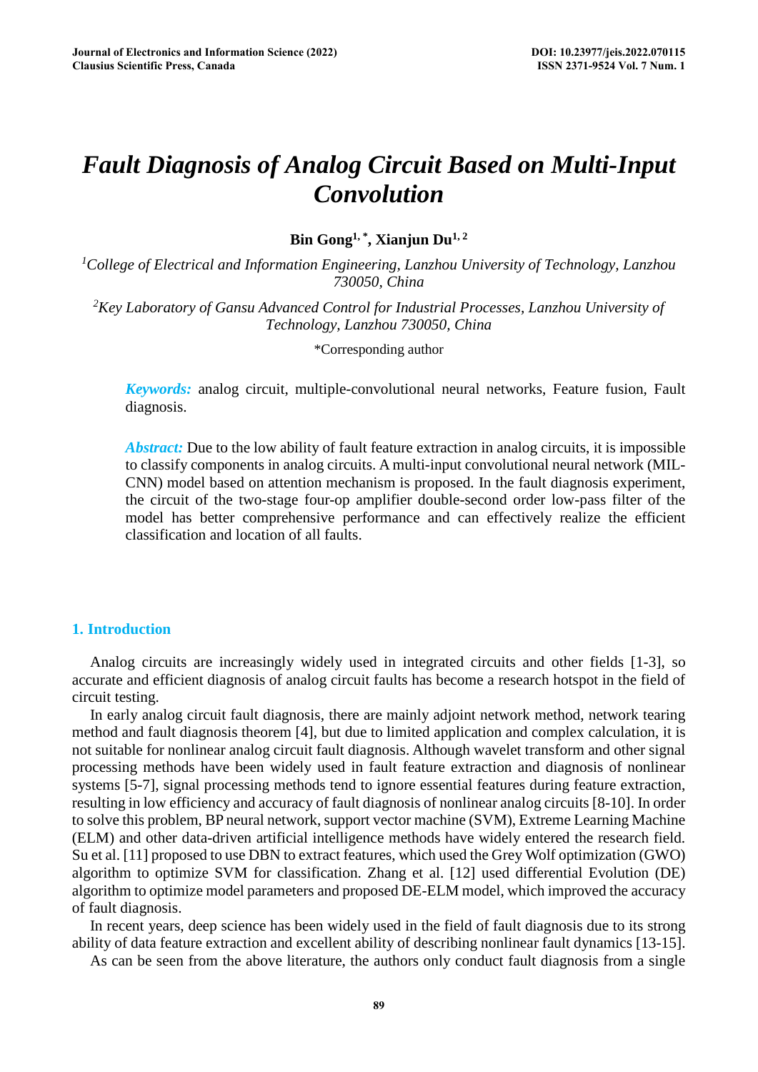# *Fault Diagnosis of Analog Circuit Based on Multi-Input Convolution*

**Bin Gong[1, *], Xianjun Du[1, 2]**

*[1]College of Electrical and Information Engineering, Lanzhou University of Technology, Lanzhou 730050, China*

*[2]Key Laboratory of Gansu Advanced Control for Industrial Processes, Lanzhou University of Technology, Lanzhou 730050, China*

*Corresponding author

***Keywords:*** analog circuit, multiple-convolutional neural networks, Feature fusion, Fault diagnosis.

***Abstract:*** Due to the low ability of fault feature extraction in analog circuits, it is impossible to classify components in analog circuits. A multi-input convolutional neural network (MIL-CNN) model based on attention mechanism is proposed. In the fault diagnosis experiment, the circuit of the two-stage four-op amplifier double-second order low-pass filter of the model has better comprehensive performance and can effectively realize the efficient classification and location of all faults.

## 1. Introduction

Analog circuits are increasingly widely used in integrated circuits and other fields [1-3], so accurate and efficient diagnosis of analog circuit faults has become a research hotspot in the field of circuit testing.

In early analog circuit fault diagnosis, there are mainly adjoint network method, network tearing method and fault diagnosis theorem [4], but due to limited application and complex calculation, it is not suitable for nonlinear analog circuit fault diagnosis. Although wavelet transform and other signal processing methods have been widely used in fault feature extraction and diagnosis of nonlinear systems [5-7], signal processing methods tend to ignore essential features during feature extraction, resulting in low efficiency and accuracy of fault diagnosis of nonlinear analog circuits [8-10]. In order to solve this problem, BP neural network, support vector machine (SVM), Extreme Learning Machine (ELM) and other data-driven artificial intelligence methods have widely entered the research field. Su et al. [11] proposed to use DBN to extract features, which used the Grey Wolf optimization (GWO) algorithm to optimize SVM for classification. Zhang et al. [12] used differential Evolution (DE) algorithm to optimize model parameters and proposed DE-ELM model, which improved the accuracy of fault diagnosis.

In recent years, deep science has been widely used in the field of fault diagnosis due to its strong ability of data feature extraction and excellent ability of describing nonlinear fault dynamics [13-15].

As can be seen from the above literature, the authors only conduct fault diagnosis from a single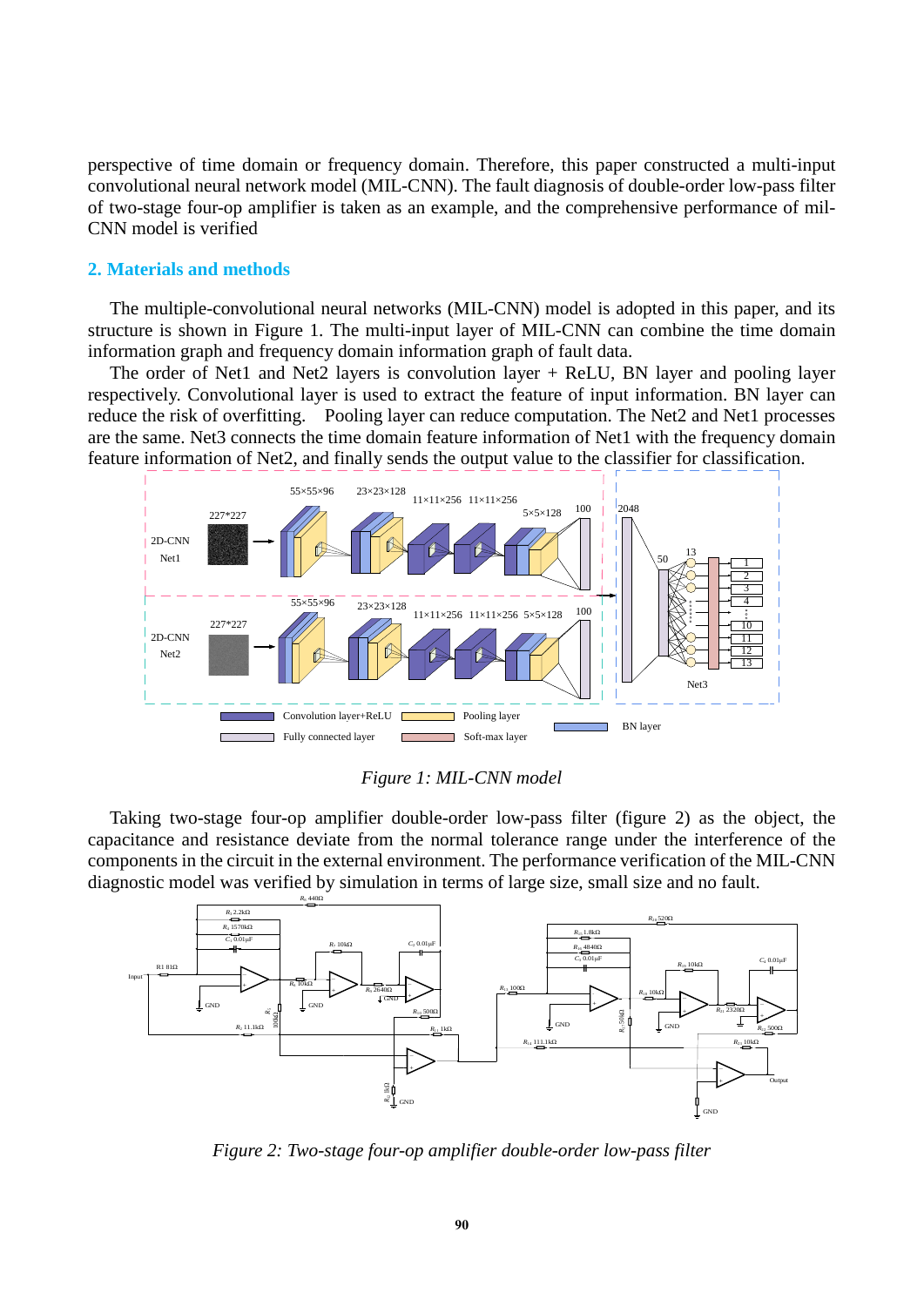perspective of time domain or frequency domain. Therefore, this paper constructed a multi-input convolutional neural network model (MIL-CNN). The fault diagnosis of double-order low-pass filter of two-stage four-op amplifier is taken as an example, and the comprehensive performance of mil-CNN model is verified

## 2. Materials and methods

The multiple-convolutional neural networks (MIL-CNN) model is adopted in this paper, and its structure is shown in Figure 1. The multi-input layer of MIL-CNN can combine the time domain information graph and frequency domain information graph of fault data.

The order of Net1 and Net2 layers is convolution layer + ReLU, BN layer and pooling layer respectively. Convolutional layer is used to extract the feature of input information. BN layer can reduce the risk of overfitting. Pooling layer can reduce computation. The Net2 and Net1 processes are the same. Net3 connects the time domain feature information of Net1 with the frequency domain feature information of Net2, and finally sends the output value to the classifier for classification.

*Figure 1: MIL-CNN model*

Taking two-stage four-op amplifier double-order low-pass filter (figure 2) as the object, the capacitance and resistance deviate from the normal tolerance range under the interference of the components in the circuit in the external environment. The performance verification of the MIL-CNN diagnostic model was verified by simulation in terms of large size, small size and no fault.

*Figure 2: Two-stage four-op amplifier double-order low-pass filter*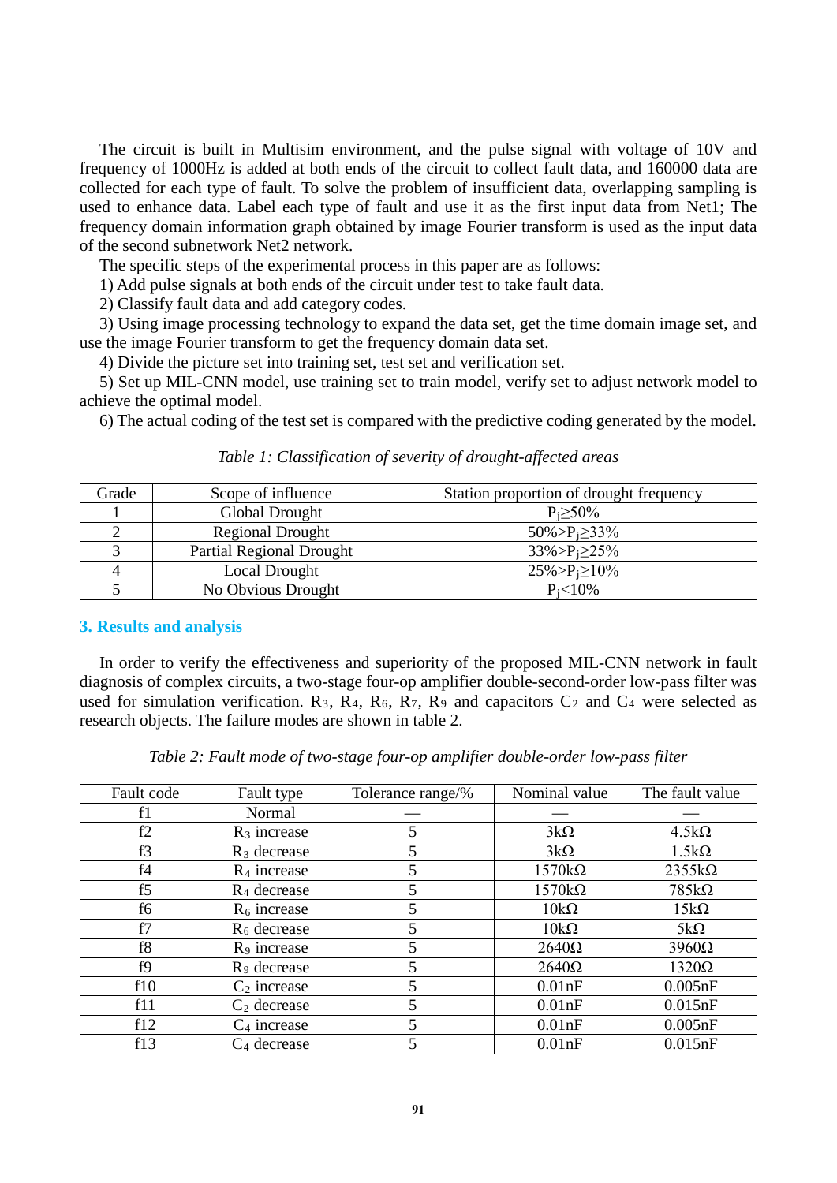The circuit is built in Multisim environment, and the pulse signal with voltage of 10V and frequency of 1000Hz is added at both ends of the circuit to collect fault data, and 160000 data are collected for each type of fault. To solve the problem of insufficient data, overlapping sampling is used to enhance data. Label each type of fault and use it as the first input data from Net1; The frequency domain information graph obtained by image Fourier transform is used as the input data of the second subnetwork Net2 network.

The specific steps of the experimental process in this paper are as follows:

1) Add pulse signals at both ends of the circuit under test to take fault data.

2) Classify fault data and add category codes.

3) Using image processing technology to expand the data set, get the time domain image set, and use the image Fourier transform to get the frequency domain data set.

4) Divide the picture set into training set, test set and verification set.

5) Set up MIL-CNN model, use training set to train model, verify set to adjust network model to achieve the optimal model.

6) The actual coding of the test set is compared with the predictive coding generated by the model.

*Table 1: Classification of severity of drought-affected areas*

| Grade | Scope of influence | Station proportion of drought frequency |
|---|---|---|
| 1 | Global Drought | $P_j \geq 50\%$ |
| 2 | Regional Drought | $50\% > P_j \geq 33\%$ |
| 3 | Partial Regional Drought | $33\% > P_j \geq 25\%$ |
| 4 | Local Drought | $25\% > P_j \geq 10\%$ |
| 5 | No Obvious Drought | $P_j < 10\%$ |

## 3. Results and analysis

In order to verify the effectiveness and superiority of the proposed MIL-CNN network in fault diagnosis of complex circuits, a two-stage four-op amplifier double-second-order low-pass filter was used for simulation verification. $R_3$, $R_4$, $R_6$, $R_7$, $R_9$ and capacitors $C_2$ and $C_4$ were selected as research objects. The failure modes are shown in table 2.

*Table 2: Fault mode of two-stage four-op amplifier double-order low-pass filter*

| Fault code | Fault type | Tolerance range/% | Nominal value | The fault value |
|---|---|---|---|---|
| f1 | Normal | — | — | — |
| f2 | $R_3$ increase | 5 | 3kΩ | 4.5kΩ |
| f3 | $R_3$ decrease | 5 | 3kΩ | 1.5kΩ |
| f4 | $R_4$ increase | 5 | 1570kΩ | 2355kΩ |
| f5 | $R_4$ decrease | 5 | 1570kΩ | 785kΩ |
| f6 | $R_6$ increase | 5 | 10kΩ | 15kΩ |
| f7 | $R_6$ decrease | 5 | 10kΩ | 5kΩ |
| f8 | $R_9$ increase | 5 | 2640Ω | 3960Ω |
| f9 | $R_9$ decrease | 5 | 2640Ω | 1320Ω |
| f10 | $C_2$ increase | 5 | 0.01nF | 0.005nF |
| f11 | $C_2$ decrease | 5 | 0.01nF | 0.015nF |
| f12 | $C_4$ increase | 5 | 0.01nF | 0.005nF |
| f13 | $C_4$ decrease | 5 | 0.01nF | 0.015nF |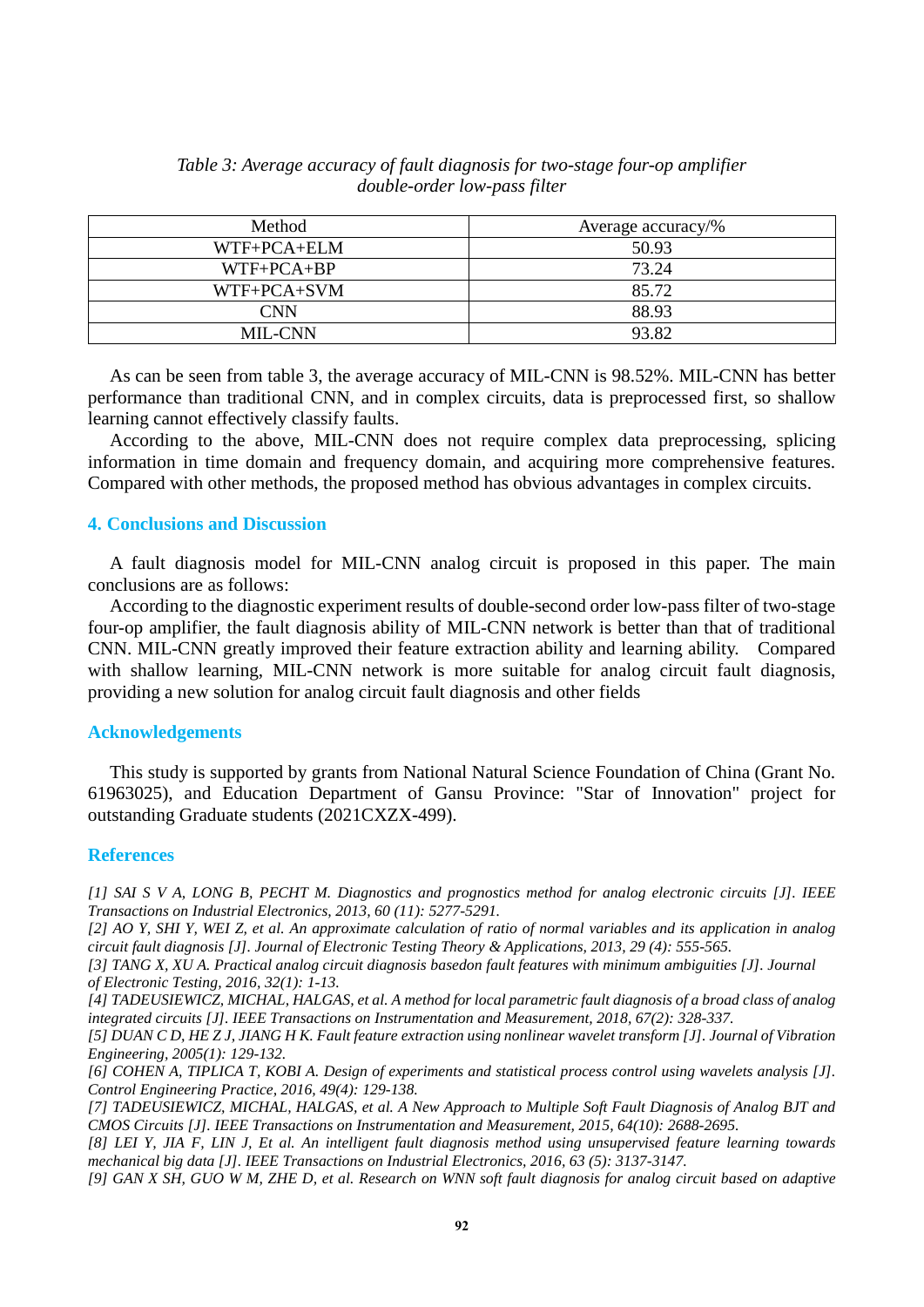*Table 3: Average accuracy of fault diagnosis for two-stage four-op amplifier double-order low-pass filter*

| Method | Average accuracy/% |
|---|---|
| WTF+PCA+ELM | 50.93 |
| WTF+PCA+BP | 73.24 |
| WTF+PCA+SVM | 85.72 |
| CNN | 88.93 |
| MIL-CNN | 93.82 |

As can be seen from table 3, the average accuracy of MIL-CNN is 98.52%. MIL-CNN has better performance than traditional CNN, and in complex circuits, data is preprocessed first, so shallow learning cannot effectively classify faults.

According to the above, MIL-CNN does not require complex data preprocessing, splicing information in time domain and frequency domain, and acquiring more comprehensive features. Compared with other methods, the proposed method has obvious advantages in complex circuits.

## 4. Conclusions and Discussion

A fault diagnosis model for MIL-CNN analog circuit is proposed in this paper. The main conclusions are as follows:

According to the diagnostic experiment results of double-second order low-pass filter of two-stage four-op amplifier, the fault diagnosis ability of MIL-CNN network is better than that of traditional CNN. MIL-CNN greatly improved their feature extraction ability and learning ability. Compared with shallow learning, MIL-CNN network is more suitable for analog circuit fault diagnosis, providing a new solution for analog circuit fault diagnosis and other fields

## Acknowledgements

This study is supported by grants from National Natural Science Foundation of China (Grant No. 61963025), and Education Department of Gansu Province: "Star of Innovation" project for outstanding Graduate students (2021CXZX-499).

## References

*[1] SAI S V A, LONG B, PECHT M. Diagnostics and prognostics method for analog electronic circuits [J]. IEEE Transactions on Industrial Electronics, 2013, 60 (11): 5277-5291.*

*[2] AO Y, SHI Y, WEI Z, et al. An approximate calculation of ratio of normal variables and its application in analog circuit fault diagnosis [J]. Journal of Electronic Testing Theory & Applications, 2013, 29 (4): 555-565.*

*[3] TANG X, XU A. Practical analog circuit diagnosis basedon fault features with minimum ambiguities [J]. Journal of Electronic Testing, 2016, 32(1): 1-13.*

*[4] TADEUSIEWICZ, MICHAL, HALGAS, et al. A method for local parametric fault diagnosis of a broad class of analog integrated circuits [J]. IEEE Transactions on Instrumentation and Measurement, 2018, 67(2): 328-337.*

*[5] DUAN C D, HE Z J, JIANG H K. Fault feature extraction using nonlinear wavelet transform [J]. Journal of Vibration Engineering, 2005(1): 129-132.*

*[6] COHEN A, TIPLICA T, KOBI A. Design of experiments and statistical process control using wavelets analysis [J]. Control Engineering Practice, 2016, 49(4): 129-138.*

*[7] TADEUSIEWICZ, MICHAL, HALGAS, et al. A New Approach to Multiple Soft Fault Diagnosis of Analog BJT and CMOS Circuits [J]. IEEE Transactions on Instrumentation and Measurement, 2015, 64(10): 2688-2695.*

*[8] LEI Y, JIA F, LIN J, Et al. An intelligent fault diagnosis method using unsupervised feature learning towards mechanical big data [J]. IEEE Transactions on Industrial Electronics, 2016, 63 (5): 3137-3147.*

*[9] GAN X SH, GUO W M, ZHE D, et al. Research on WNN soft fault diagnosis for analog circuit based on adaptive*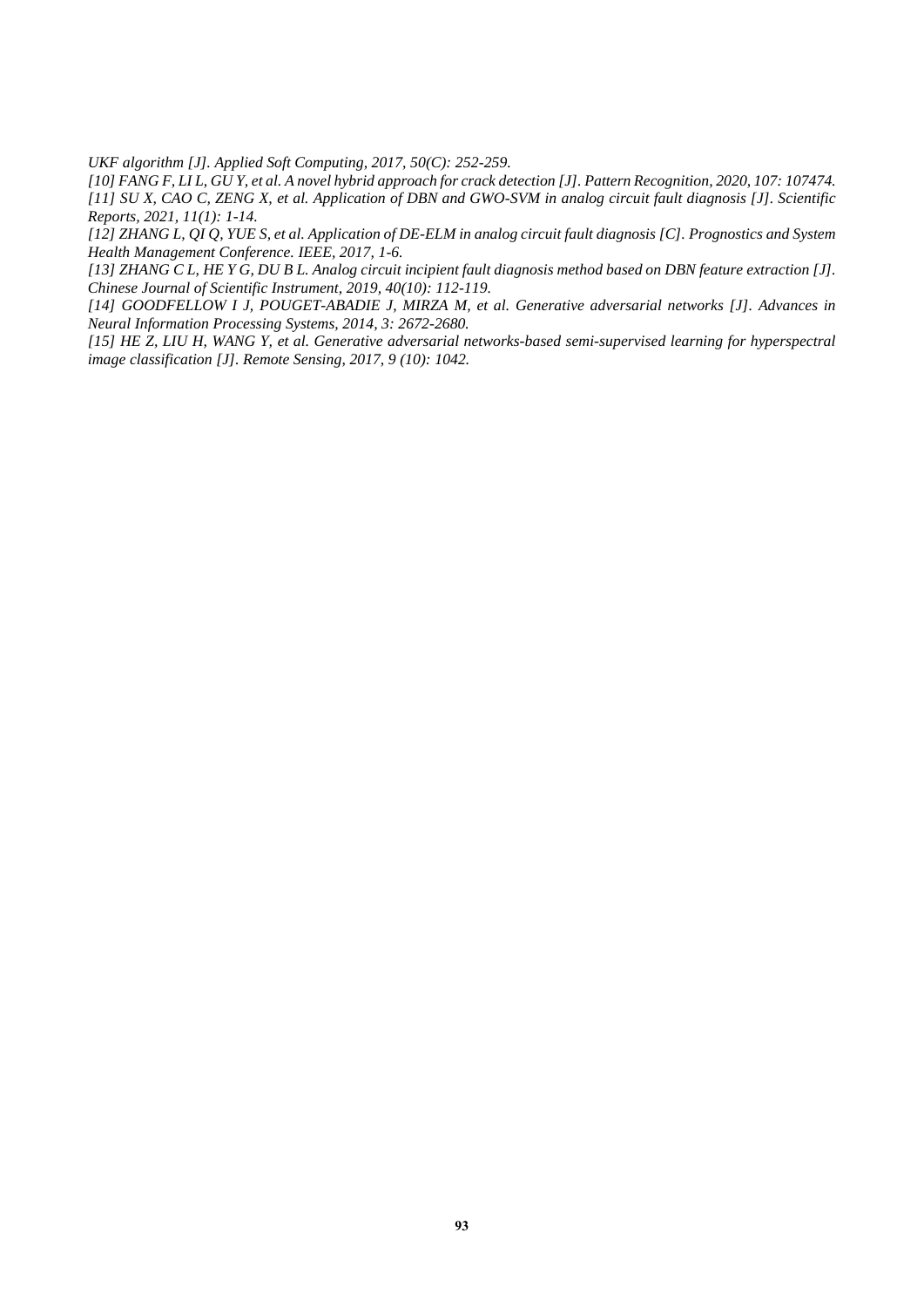*UKF algorithm [J]. Applied Soft Computing, 2017, 50(C): 252-259.*

*[10] FANG F, LI L, GU Y, et al. A novel hybrid approach for crack detection [J]. Pattern Recognition, 2020, 107: 107474.*

*[11] SU X, CAO C, ZENG X, et al. Application of DBN and GWO-SVM in analog circuit fault diagnosis [J]. Scientific Reports, 2021, 11(1): 1-14.*

*[12] ZHANG L, QI Q, YUE S, et al. Application of DE-ELM in analog circuit fault diagnosis [C]. Prognostics and System Health Management Conference. IEEE, 2017, 1-6.*

*[13] ZHANG C L, HE Y G, DU B L. Analog circuit incipient fault diagnosis method based on DBN feature extraction [J]. Chinese Journal of Scientific Instrument, 2019, 40(10): 112-119.*

*[14] GOODFELLOW I J, POUGET-ABADIE J, MIRZA M, et al. Generative adversarial networks [J]. Advances in Neural Information Processing Systems, 2014, 3: 2672-2680.*

*[15] HE Z, LIU H, WANG Y, et al. Generative adversarial networks-based semi-supervised learning for hyperspectral image classification [J]. Remote Sensing, 2017, 9 (10): 1042.*